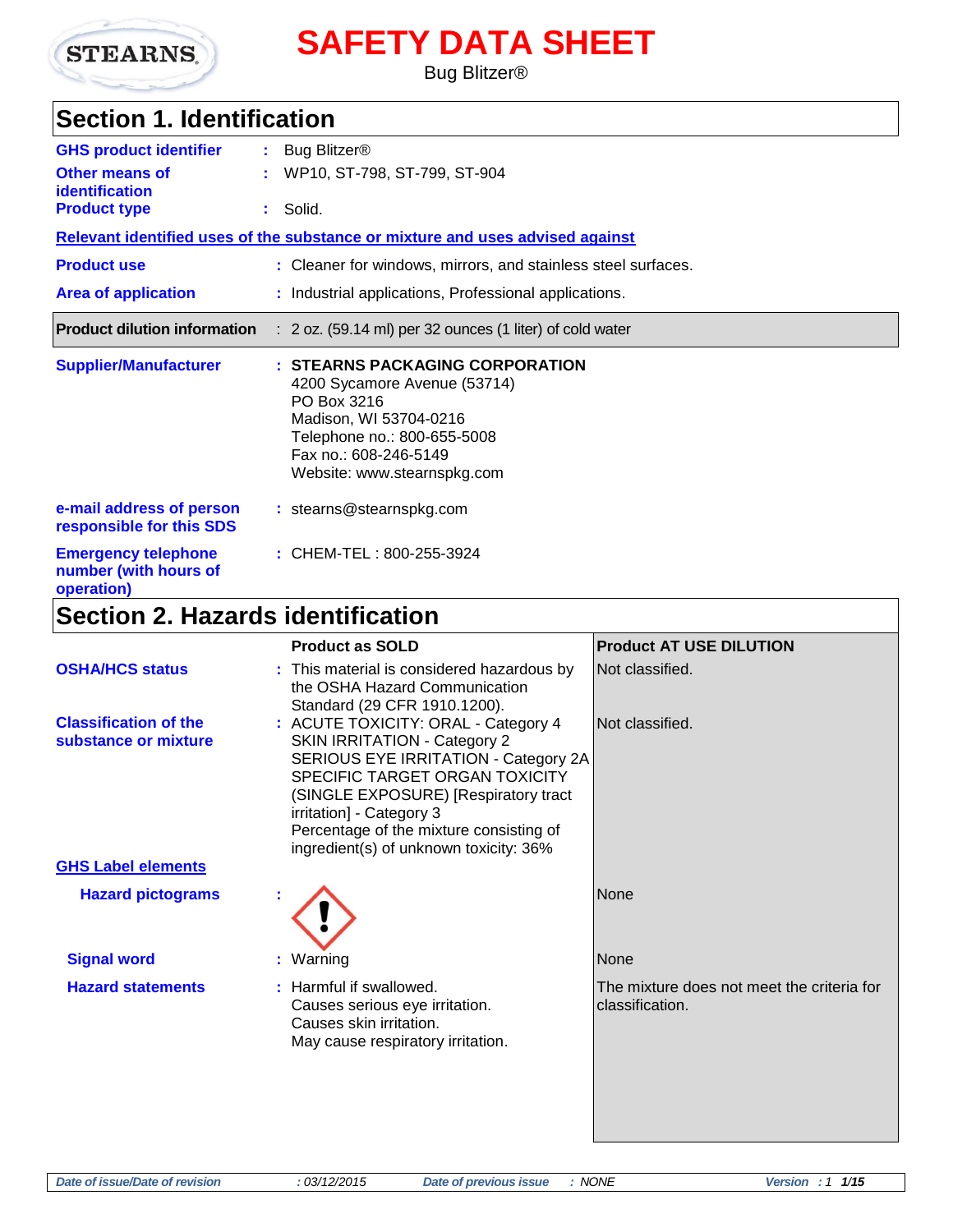# SAFETY DATA SHEET

Bug Blitzer®

## Section 1. Identification

**GHS product identifier** : Bug Blitzer®

**Other means of identification** : WP10, ST-798, ST-799, ST-904

**Product type** : Solid.

**Relevant identified uses of the substance or mixture and uses advised against**

**Product use** : Cleaner for windows, mirrors, and stainless steel surfaces.

**Area of application** : Industrial applications, Professional applications.

**Product dilution information** : 2 oz. (59.14 ml) per 32 ounces (1 liter) of cold water

**Supplier/Manufacturer** : **STEARNS PACKAGING CORPORATION**
4200 Sycamore Avenue (53714)
PO Box 3216
Madison, WI 53704-0216
Telephone no.: 800-655-5008
Fax no.: 608-246-5149
Website: www.stearnspkg.com

**e-mail address of person responsible for this SDS** : stearns@stearnspkg.com

**Emergency telephone number (with hours of operation)** : CHEM-TEL : 800-255-3924

## Section 2. Hazards identification

| | Product as SOLD | Product AT USE DILUTION |
|---|---|---|
| **OSHA/HCS status** | This material is considered hazardous by the OSHA Hazard Communication Standard (29 CFR 1910.1200). | Not classified. |
| **Classification of the substance or mixture** | ACUTE TOXICITY: ORAL - Category 4<br>SKIN IRRITATION - Category 2<br>SERIOUS EYE IRRITATION - Category 2A<br>SPECIFIC TARGET ORGAN TOXICITY (SINGLE EXPOSURE) [Respiratory tract irritation] - Category 3<br>Percentage of the mixture consisting of ingredient(s) of unknown toxicity: 36% | Not classified. |
| **GHS Label elements** | | |
| **Hazard pictograms** | (exclamation mark pictogram) | None |
| **Signal word** | Warning | None |
| **Hazard statements** | Harmful if swallowed.<br>Causes serious eye irritation.<br>Causes skin irritation.<br>May cause respiratory irritation. | The mixture does not meet the criteria for classification. |

*Date of issue/Date of revision* : 03/12/2015 *Date of previous issue* : NONE *Version* : 1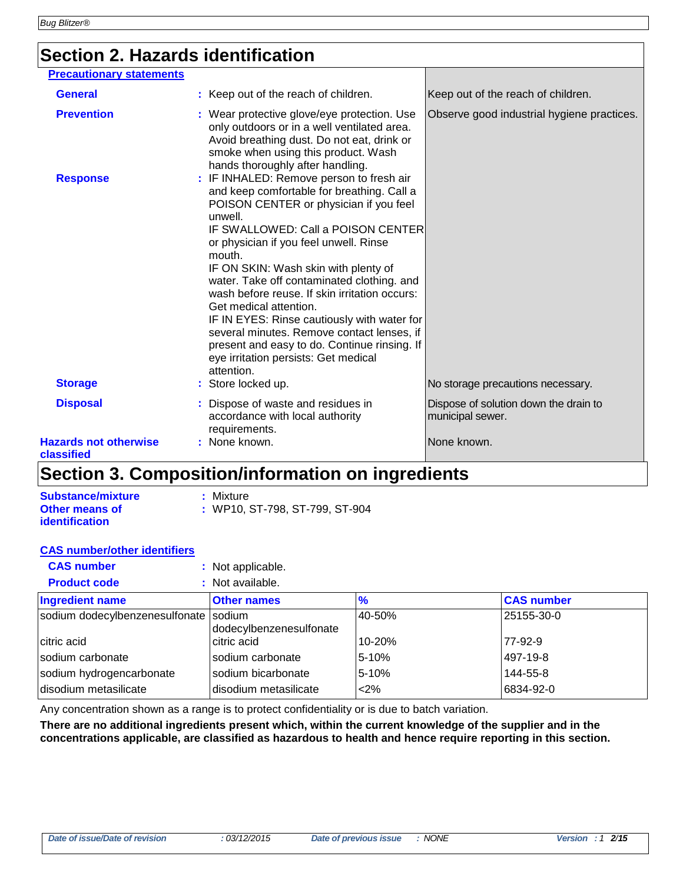## Section 2. Hazards identification

**Precautionary statements**

| | | |
|---|---|---|
| **General** | : Keep out of the reach of children. | Keep out of the reach of children. |
| **Prevention** | : Wear protective glove/eye protection. Use only outdoors or in a well ventilated area. Avoid breathing dust. Do not eat, drink or smoke when using this product. Wash hands thoroughly after handling. | Observe good industrial hygiene practices. |
| **Response** | : IF INHALED: Remove person to fresh air and keep comfortable for breathing. Call a POISON CENTER or physician if you feel unwell. IF SWALLOWED: Call a POISON CENTER or physician if you feel unwell. Rinse mouth. IF ON SKIN: Wash skin with plenty of water. Take off contaminated clothing. and wash before reuse. If skin irritation occurs: Get medical attention. IF IN EYES: Rinse cautiously with water for several minutes. Remove contact lenses, if present and easy to do. Continue rinsing. If eye irritation persists: Get medical attention. | |
| **Storage** | : Store locked up. | No storage precautions necessary. |
| **Disposal** | : Dispose of waste and residues in accordance with local authority requirements. | Dispose of solution down the drain to municipal sewer. |
| **Hazards not otherwise classified** | : None known. | None known. |

## Section 3. Composition/information on ingredients

**Substance/mixture** : Mixture

**Other means of identification** : WP10, ST-798, ST-799, ST-904

**CAS number/other identifiers**

**CAS number** : Not applicable.

**Product code** : Not available.

| Ingredient name | Other names | % | CAS number |
|---|---|---|---|
| sodium dodecylbenzenesulfonate | sodium dodecylbenzenesulfonate | 40-50% | 25155-30-0 |
| citric acid | citric acid | 10-20% | 77-92-9 |
| sodium carbonate | sodium carbonate | 5-10% | 497-19-8 |
| sodium hydrogencarbonate | sodium bicarbonate | 5-10% | 144-55-8 |
| disodium metasilicate | disodium metasilicate | <2% | 6834-92-0 |

Any concentration shown as a range is to protect confidentiality or is due to batch variation.

**There are no additional ingredients present which, within the current knowledge of the supplier and in the concentrations applicable, are classified as hazardous to health and hence require reporting in this section.**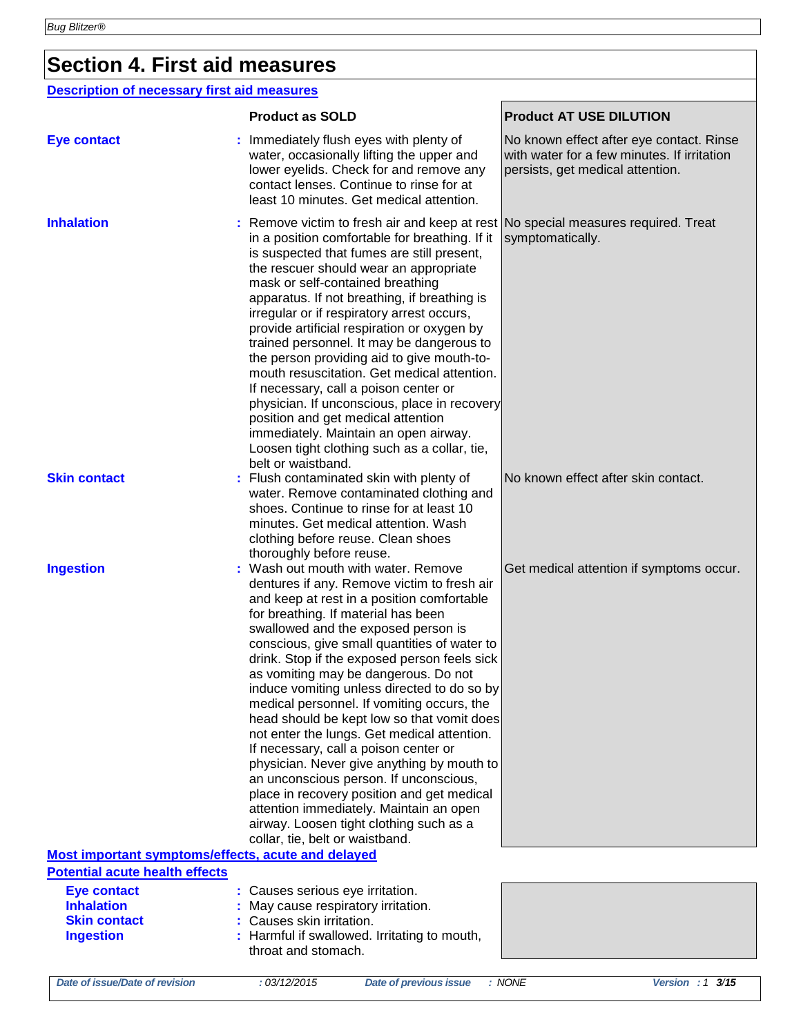# Section 4. First aid measures

## Description of necessary first aid measures

| | Product as SOLD | Product AT USE DILUTION |
|---|---|---|
| **Eye contact** | Immediately flush eyes with plenty of water, occasionally lifting the upper and lower eyelids. Check for and remove any contact lenses. Continue to rinse for at least 10 minutes. Get medical attention. | No known effect after eye contact. Rinse with water for a few minutes. If irritation persists, get medical attention. |
| **Inhalation** | Remove victim to fresh air and keep at rest in a position comfortable for breathing. If it is suspected that fumes are still present, the rescuer should wear an appropriate mask or self-contained breathing apparatus. If not breathing, if breathing is irregular or if respiratory arrest occurs, provide artificial respiration or oxygen by trained personnel. It may be dangerous to the person providing aid to give mouth-to-mouth resuscitation. Get medical attention. If necessary, call a poison center or physician. If unconscious, place in recovery position and get medical attention immediately. Maintain an open airway. Loosen tight clothing such as a collar, tie, belt or waistband. | No special measures required. Treat symptomatically. |
| **Skin contact** | Flush contaminated skin with plenty of water. Remove contaminated clothing and shoes. Continue to rinse for at least 10 minutes. Get medical attention. Wash clothing before reuse. Clean shoes thoroughly before reuse. | No known effect after skin contact. |
| **Ingestion** | Wash out mouth with water. Remove dentures if any. Remove victim to fresh air and keep at rest in a position comfortable for breathing. If material has been swallowed and the exposed person is conscious, give small quantities of water to drink. Stop if the exposed person feels sick as vomiting may be dangerous. Do not induce vomiting unless directed to do so by medical personnel. If vomiting occurs, the head should be kept low so that vomit does not enter the lungs. Get medical attention. If necessary, call a poison center or physician. Never give anything by mouth to an unconscious person. If unconscious, place in recovery position and get medical attention immediately. Maintain an open airway. Loosen tight clothing such as a collar, tie, belt or waistband. | Get medical attention if symptoms occur. |

## Most important symptoms/effects, acute and delayed

### Potential acute health effects

| | | |
|---|---|---|
| **Eye contact** | Causes serious eye irritation. | |
| **Inhalation** | May cause respiratory irritation. | |
| **Skin contact** | Causes skin irritation. | |
| **Ingestion** | Harmful if swallowed. Irritating to mouth, throat and stomach. | |

*Date of issue/Date of revision* : 03/12/2015 *Date of previous issue* : NONE *Version* : 1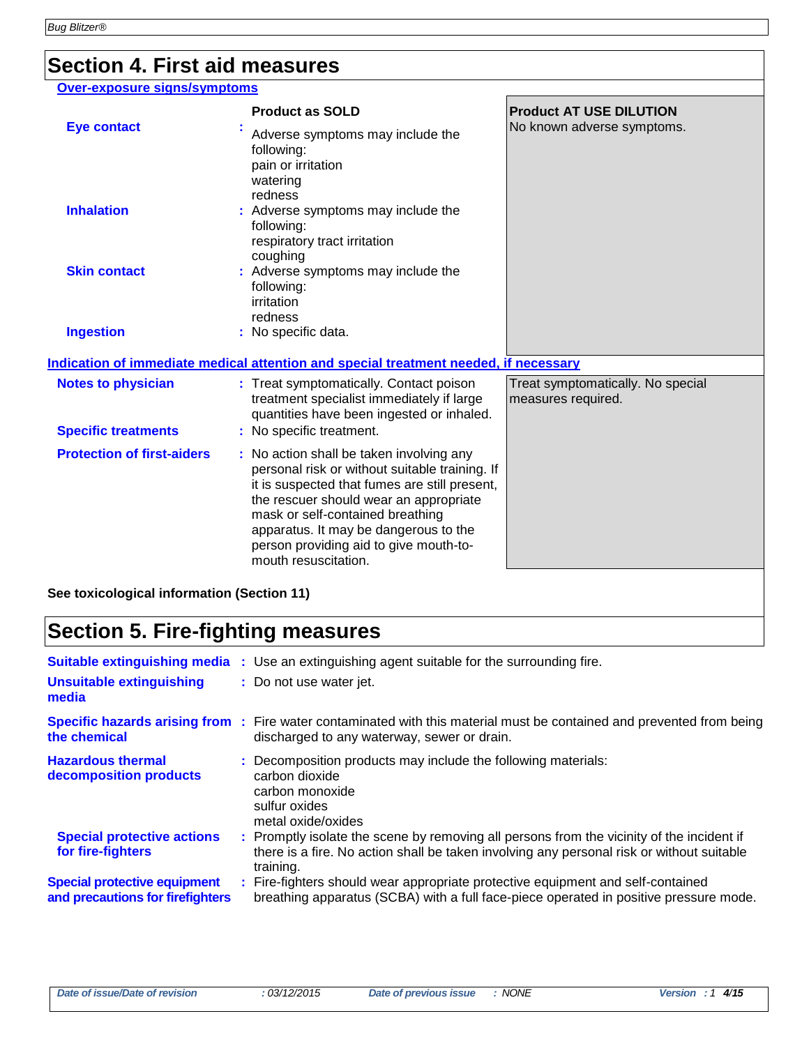## Section 4. First aid measures

### Over-exposure signs/symptoms

| | Product as SOLD | Product AT USE DILUTION |
|---|---|---|
| **Eye contact** | Adverse symptoms may include the following:<br>pain or irritation<br>watering<br>redness | No known adverse symptoms. |
| **Inhalation** | Adverse symptoms may include the following:<br>respiratory tract irritation<br>coughing | |
| **Skin contact** | Adverse symptoms may include the following:<br>irritation<br>redness | |
| **Ingestion** | No specific data. | |

### Indication of immediate medical attention and special treatment needed, if necessary

| | Product as SOLD | Product AT USE DILUTION |
|---|---|---|
| **Notes to physician** | Treat symptomatically. Contact poison treatment specialist immediately if large quantities have been ingested or inhaled. | Treat symptomatically. No special measures required. |
| **Specific treatments** | No specific treatment. | |
| **Protection of first-aiders** | No action shall be taken involving any personal risk or without suitable training. If it is suspected that fumes are still present, the rescuer should wear an appropriate mask or self-contained breathing apparatus. It may be dangerous to the person providing aid to give mouth-to-mouth resuscitation. | |

**See toxicological information (Section 11)**

## Section 5. Fire-fighting measures

**Suitable extinguishing media** : Use an extinguishing agent suitable for the surrounding fire.

**Unsuitable extinguishing media** : Do not use water jet.

**Specific hazards arising from the chemical** : Fire water contaminated with this material must be contained and prevented from being discharged to any waterway, sewer or drain.

**Hazardous thermal decomposition products** : Decomposition products may include the following materials:
carbon dioxide
carbon monoxide
sulfur oxides
metal oxide/oxides

**Special protective actions for fire-fighters** : Promptly isolate the scene by removing all persons from the vicinity of the incident if there is a fire. No action shall be taken involving any personal risk or without suitable training.

**Special protective equipment and precautions for firefighters** : Fire-fighters should wear appropriate protective equipment and self-contained breathing apparatus (SCBA) with a full face-piece operated in positive pressure mode.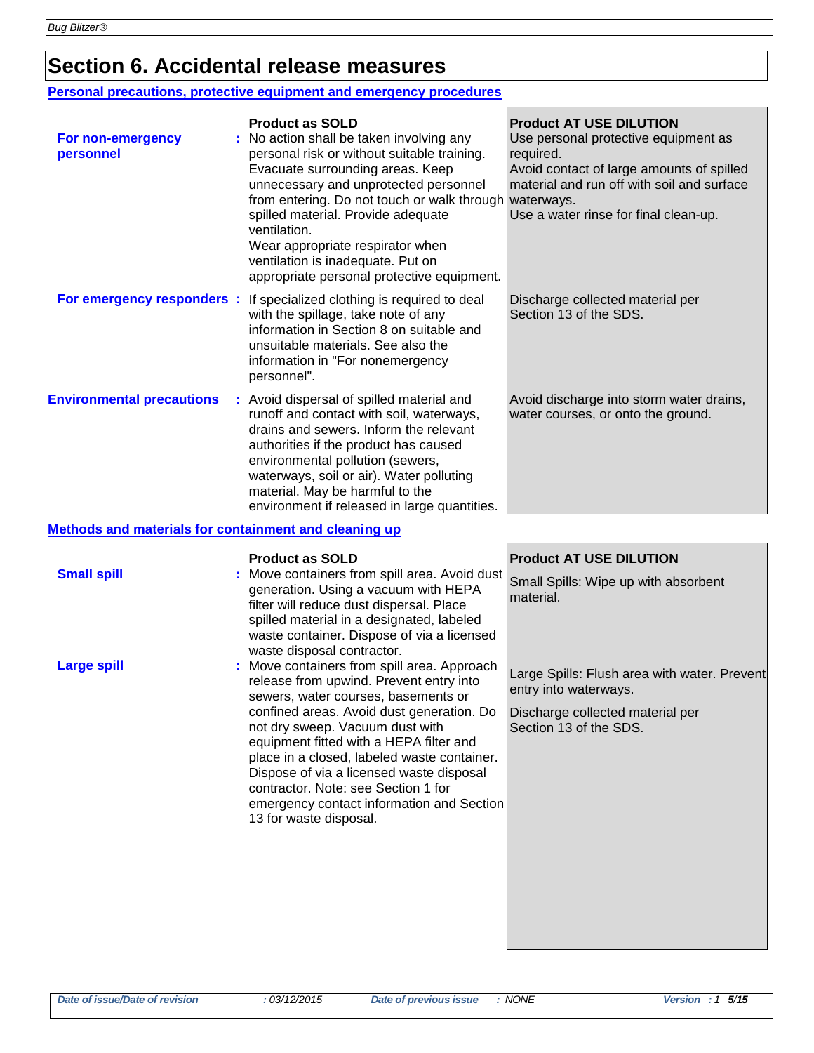# Section 6. Accidental release measures

## Personal precautions, protective equipment and emergency procedures

| | Product as SOLD | Product AT USE DILUTION |
|---|---|---|
| **For non-emergency personnel** | : No action shall be taken involving any personal risk or without suitable training. Evacuate surrounding areas. Keep unnecessary and unprotected personnel from entering. Do not touch or walk through spilled material. Provide adequate ventilation. Wear appropriate respirator when ventilation is inadequate. Put on appropriate personal protective equipment. | Use personal protective equipment as required. Avoid contact of large amounts of spilled material and run off with soil and surface waterways. Use a water rinse for final clean-up. |
| **For emergency responders** | : If specialized clothing is required to deal with the spillage, take note of any information in Section 8 on suitable and unsuitable materials. See also the information in "For nonemergency personnel". | Discharge collected material per Section 13 of the SDS. |
| **Environmental precautions** | : Avoid dispersal of spilled material and runoff and contact with soil, waterways, drains and sewers. Inform the relevant authorities if the product has caused environmental pollution (sewers, waterways, soil or air). Water polluting material. May be harmful to the environment if released in large quantities. | Avoid discharge into storm water drains, water courses, or onto the ground. |

## Methods and materials for containment and cleaning up

| | Product as SOLD | Product AT USE DILUTION |
|---|---|---|
| **Small spill** | : Move containers from spill area. Avoid dust generation. Using a vacuum with HEPA filter will reduce dust dispersal. Place spilled material in a designated, labeled waste container. Dispose of via a licensed waste disposal contractor. | Small Spills: Wipe up with absorbent material. |
| **Large spill** | : Move containers from spill area. Approach release from upwind. Prevent entry into sewers, water courses, basements or confined areas. Avoid dust generation. Do not dry sweep. Vacuum dust with equipment fitted with a HEPA filter and place in a closed, labeled waste container. Dispose of via a licensed waste disposal contractor. Note: see Section 1 for emergency contact information and Section 13 for waste disposal. | Large Spills: Flush area with water. Prevent entry into waterways. Discharge collected material per Section 13 of the SDS. |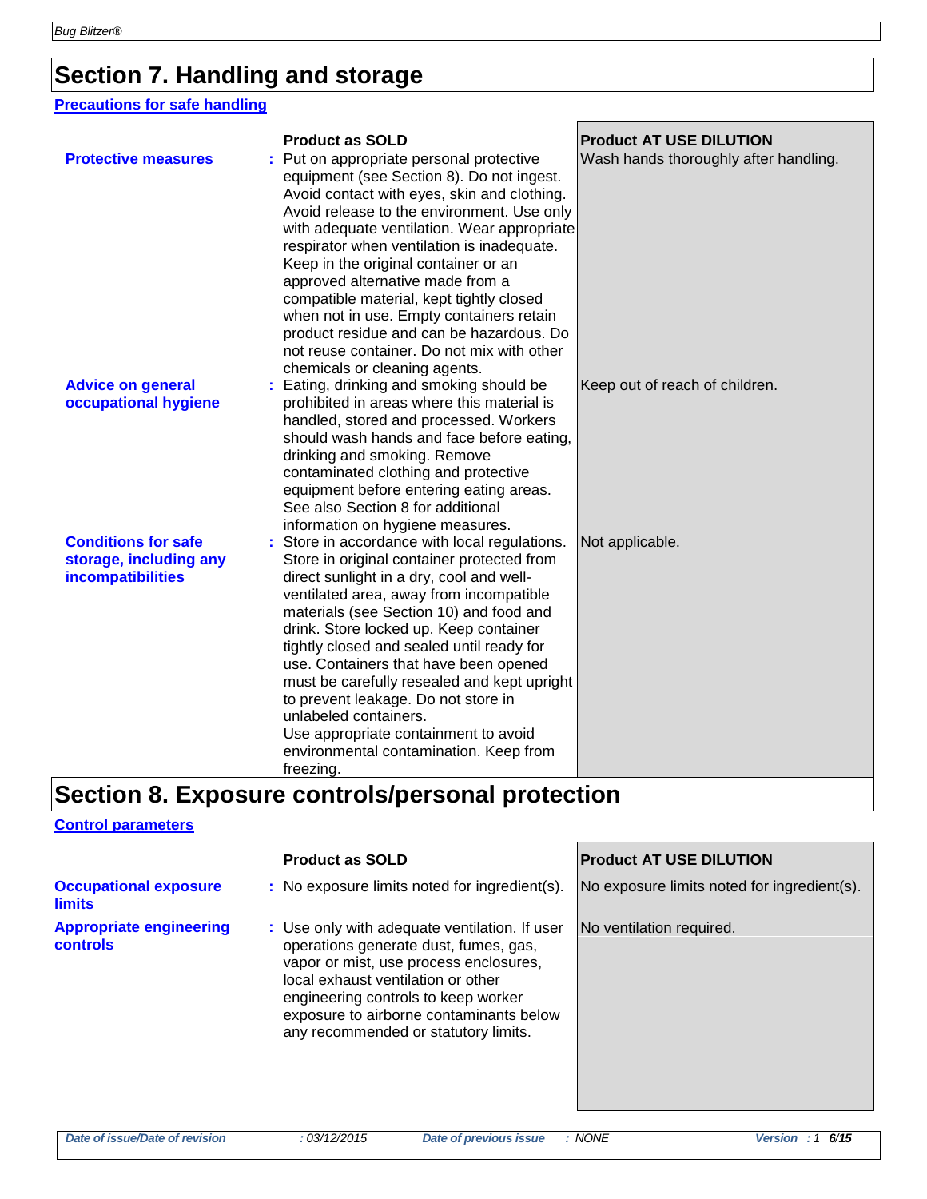## Section 7. Handling and storage

### Precautions for safe handling

| | Product as SOLD | Product AT USE DILUTION |
|---|---|---|
| **Protective measures** | Put on appropriate personal protective equipment (see Section 8). Do not ingest. Avoid contact with eyes, skin and clothing. Avoid release to the environment. Use only with adequate ventilation. Wear appropriate respirator when ventilation is inadequate. Keep in the original container or an approved alternative made from a compatible material, kept tightly closed when not in use. Empty containers retain product residue and can be hazardous. Do not reuse container. Do not mix with other chemicals or cleaning agents. | Wash hands thoroughly after handling. |
| **Advice on general occupational hygiene** | Eating, drinking and smoking should be prohibited in areas where this material is handled, stored and processed. Workers should wash hands and face before eating, drinking and smoking. Remove contaminated clothing and protective equipment before entering eating areas. See also Section 8 for additional information on hygiene measures. | Keep out of reach of children. |
| **Conditions for safe storage, including any incompatibilities** | Store in accordance with local regulations. Store in original container protected from direct sunlight in a dry, cool and well-ventilated area, away from incompatible materials (see Section 10) and food and drink. Store locked up. Keep container tightly closed and sealed until ready for use. Containers that have been opened must be carefully resealed and kept upright to prevent leakage. Do not store in unlabeled containers. Use appropriate containment to avoid environmental contamination. Keep from freezing. | Not applicable. |

## Section 8. Exposure controls/personal protection

### Control parameters

| | Product as SOLD | Product AT USE DILUTION |
|---|---|---|
| **Occupational exposure limits** | No exposure limits noted for ingredient(s). | No exposure limits noted for ingredient(s). |
| **Appropriate engineering controls** | Use only with adequate ventilation. If user operations generate dust, fumes, gas, vapor or mist, use process enclosures, local exhaust ventilation or other engineering controls to keep worker exposure to airborne contaminants below any recommended or statutory limits. | No ventilation required. |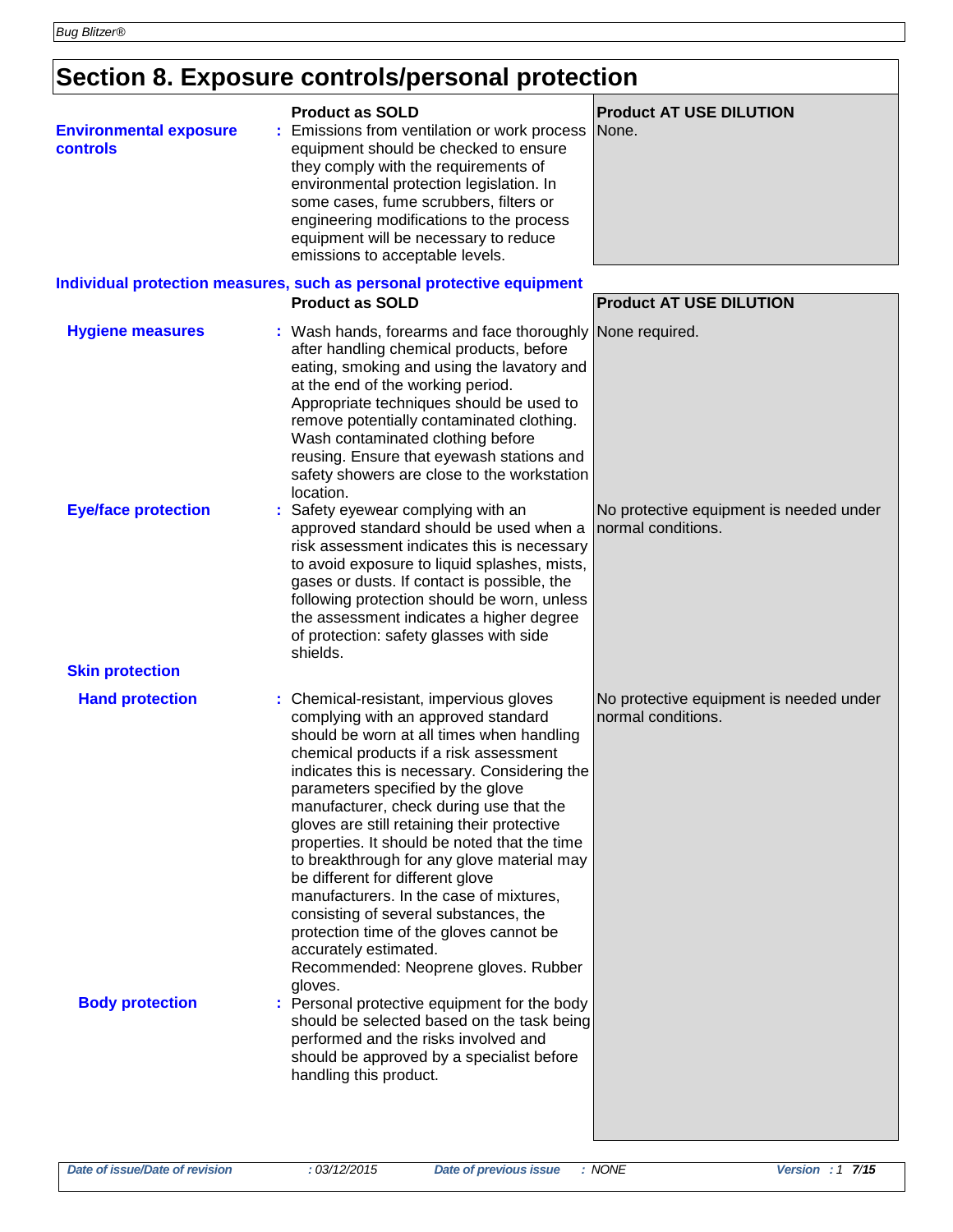# Section 8. Exposure controls/personal protection

| | Product as SOLD | Product AT USE DILUTION |
|---|---|---|
| **Environmental exposure controls** | Emissions from ventilation or work process equipment should be checked to ensure they comply with the requirements of environmental protection legislation. In some cases, fume scrubbers, filters or engineering modifications to the process equipment will be necessary to reduce emissions to acceptable levels. | None. |

**Individual protection measures, such as personal protective equipment**

| | Product as SOLD | Product AT USE DILUTION |
|---|---|---|
| **Hygiene measures** | Wash hands, forearms and face thoroughly after handling chemical products, before eating, smoking and using the lavatory and at the end of the working period. Appropriate techniques should be used to remove potentially contaminated clothing. Wash contaminated clothing before reusing. Ensure that eyewash stations and safety showers are close to the workstation location. | None required. |
| **Eye/face protection** | Safety eyewear complying with an approved standard should be used when a risk assessment indicates this is necessary to avoid exposure to liquid splashes, mists, gases or dusts. If contact is possible, the following protection should be worn, unless the assessment indicates a higher degree of protection: safety glasses with side shields. | No protective equipment is needed under normal conditions. |
| **Skin protection** | | |
| **Hand protection** | Chemical-resistant, impervious gloves complying with an approved standard should be worn at all times when handling chemical products if a risk assessment indicates this is necessary. Considering the parameters specified by the glove manufacturer, check during use that the gloves are still retaining their protective properties. It should be noted that the time to breakthrough for any glove material may be different for different glove manufacturers. In the case of mixtures, consisting of several substances, the protection time of the gloves cannot be accurately estimated. Recommended: Neoprene gloves. Rubber gloves. | No protective equipment is needed under normal conditions. |
| **Body protection** | Personal protective equipment for the body should be selected based on the task being performed and the risks involved and should be approved by a specialist before handling this product. | |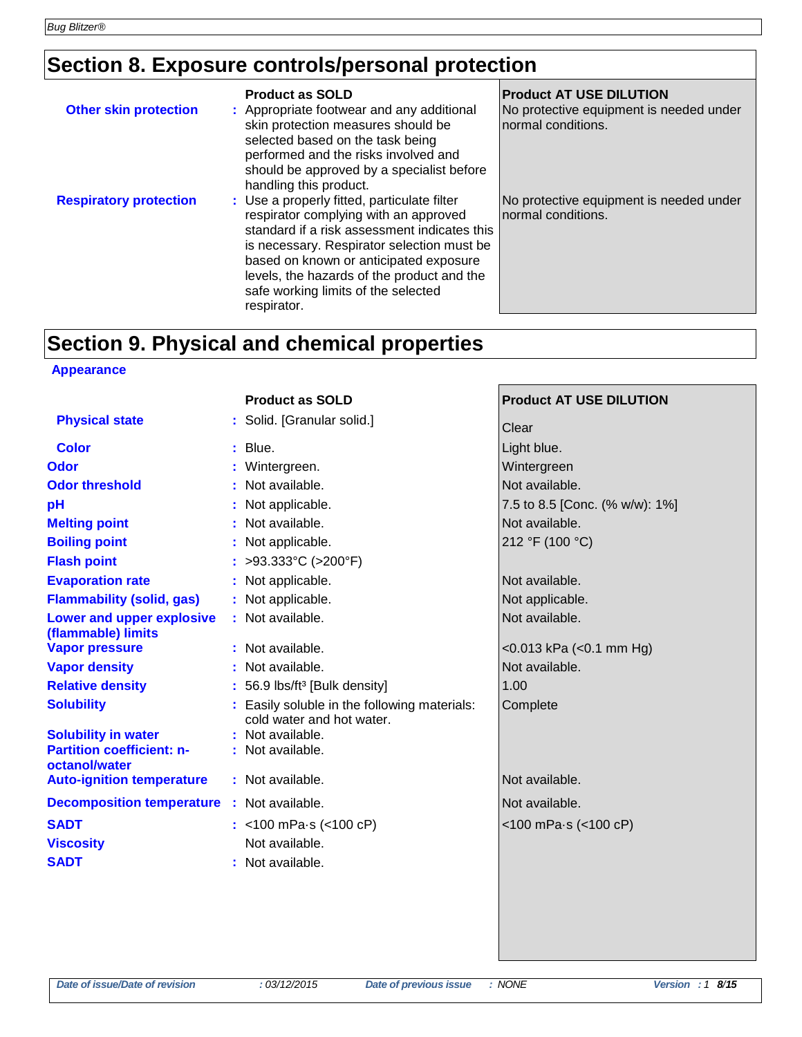## Section 8. Exposure controls/personal protection

| | Product as SOLD | Product AT USE DILUTION |
|---|---|---|
| **Other skin protection** | Appropriate footwear and any additional skin protection measures should be selected based on the task being performed and the risks involved and should be approved by a specialist before handling this product. | No protective equipment is needed under normal conditions. |
| **Respiratory protection** | Use a properly fitted, particulate filter respirator complying with an approved standard if a risk assessment indicates this is necessary. Respirator selection must be based on known or anticipated exposure levels, the hazards of the product and the safe working limits of the selected respirator. | No protective equipment is needed under normal conditions. |

## Section 9. Physical and chemical properties

**Appearance**

| | Product as SOLD | Product AT USE DILUTION |
|---|---|---|
| **Physical state** | Solid. [Granular solid.] | Clear |
| **Color** | Blue. | Light blue. |
| **Odor** | Wintergreen. | Wintergreen |
| **Odor threshold** | Not available. | Not available. |
| **pH** | Not applicable. | 7.5 to 8.5 [Conc. (% w/w): 1%] |
| **Melting point** | Not available. | Not available. |
| **Boiling point** | Not applicable. | 212 °F (100 °C) |
| **Flash point** | >93.333°C (>200°F) | |
| **Evaporation rate** | Not applicable. | Not available. |
| **Flammability (solid, gas)** | Not applicable. | Not applicable. |
| **Lower and upper explosive (flammable) limits** | Not available. | Not available. |
| **Vapor pressure** | Not available. | <0.013 kPa (<0.1 mm Hg) |
| **Vapor density** | Not available. | Not available. |
| **Relative density** | 56.9 lbs/ft³ [Bulk density] | 1.00 |
| **Solubility** | Easily soluble in the following materials: cold water and hot water. | Complete |
| **Solubility in water** | Not available. | |
| **Partition coefficient: n-octanol/water** | Not available. | |
| **Auto-ignition temperature** | Not available. | Not available. |
| **Decomposition temperature** | Not available. | Not available. |
| **SADT** | <100 mPa·s (<100 cP) | <100 mPa·s (<100 cP) |
| **Viscosity** | Not available. | |
| **SADT** | Not available. | |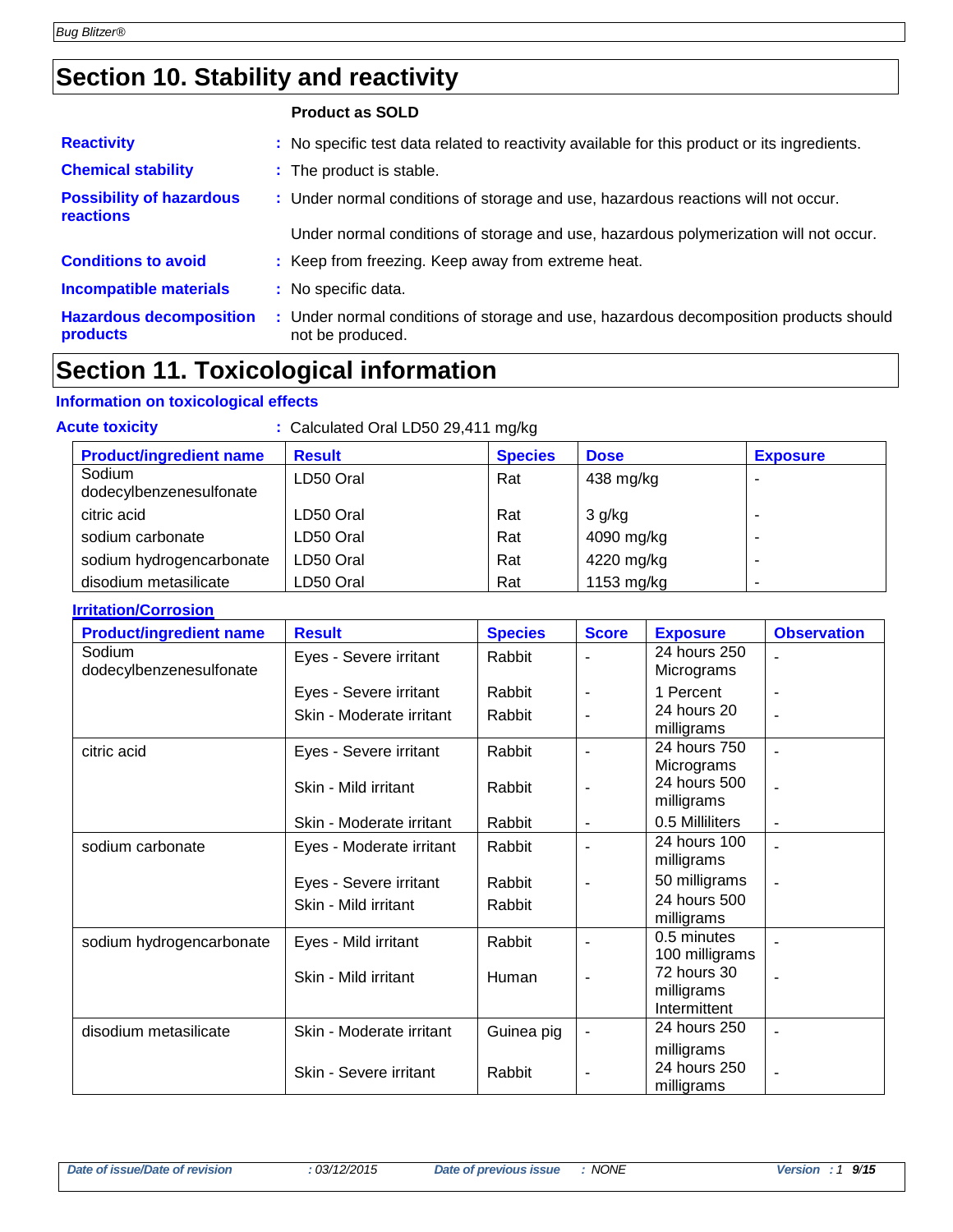# Section 10. Stability and reactivity

**Product as SOLD**

**Reactivity** : No specific test data related to reactivity available for this product or its ingredients.

**Chemical stability** : The product is stable.

**Possibility of hazardous reactions** : Under normal conditions of storage and use, hazardous reactions will not occur.

Under normal conditions of storage and use, hazardous polymerization will not occur.

**Conditions to avoid** : Keep from freezing. Keep away from extreme heat.

**Incompatible materials** : No specific data.

**Hazardous decomposition products** : Under normal conditions of storage and use, hazardous decomposition products should not be produced.

# Section 11. Toxicological information

## Information on toxicological effects

**Acute toxicity** : Calculated Oral LD50 29,411 mg/kg

| Product/ingredient name | Result | Species | Dose | Exposure |
|---|---|---|---|---|
| Sodium dodecylbenzenesulfonate | LD50 Oral | Rat | 438 mg/kg | - |
| citric acid | LD50 Oral | Rat | 3 g/kg | - |
| sodium carbonate | LD50 Oral | Rat | 4090 mg/kg | - |
| sodium hydrogencarbonate | LD50 Oral | Rat | 4220 mg/kg | - |
| disodium metasilicate | LD50 Oral | Rat | 1153 mg/kg | - |

**Irritation/Corrosion**

| Product/ingredient name | Result | Species | Score | Exposure | Observation |
|---|---|---|---|---|---|
| Sodium dodecylbenzenesulfonate | Eyes - Severe irritant | Rabbit | - | 24 hours 250 Micrograms | - |
| | Eyes - Severe irritant | Rabbit | - | 1 Percent | - |
| | Skin - Moderate irritant | Rabbit | - | 24 hours 20 milligrams | - |
| citric acid | Eyes - Severe irritant | Rabbit | - | 24 hours 750 Micrograms | - |
| | Skin - Mild irritant | Rabbit | - | 24 hours 500 milligrams | - |
| | Skin - Moderate irritant | Rabbit | - | 0.5 Milliliters | - |
| sodium carbonate | Eyes - Moderate irritant | Rabbit | - | 24 hours 100 milligrams | - |
| | Eyes - Severe irritant | Rabbit | - | 50 milligrams | - |
| | Skin - Mild irritant | Rabbit | | 24 hours 500 milligrams | |
| sodium hydrogencarbonate | Eyes - Mild irritant | Rabbit | - | 0.5 minutes 100 milligrams | - |
| | Skin - Mild irritant | Human | - | 72 hours 30 milligrams Intermittent | - |
| disodium metasilicate | Skin - Moderate irritant | Guinea pig | - | 24 hours 250 milligrams | - |
| | Skin - Severe irritant | Rabbit | - | 24 hours 250 milligrams | - |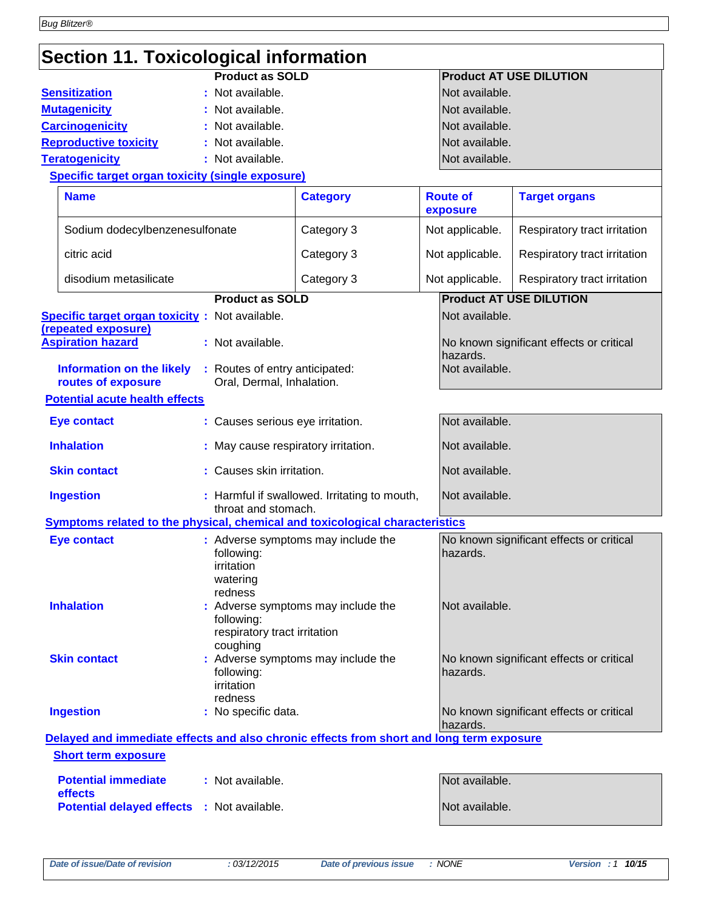## Section 11. Toxicological information

| | Product as SOLD | Product AT USE DILUTION |
|---|---|---|
| **Sensitization** | Not available. | Not available. |
| **Mutagenicity** | Not available. | Not available. |
| **Carcinogenicity** | Not available. | Not available. |
| **Reproductive toxicity** | Not available. | Not available. |
| **Teratogenicity** | Not available. | Not available. |

**Specific target organ toxicity (single exposure)**

| Name | Category | Route of exposure | Target organs |
|---|---|---|---|
| Sodium dodecylbenzenesulfonate | Category 3 | Not applicable. | Respiratory tract irritation |
| citric acid | Category 3 | Not applicable. | Respiratory tract irritation |
| disodium metasilicate | Category 3 | Not applicable. | Respiratory tract irritation |

| | Product as SOLD | Product AT USE DILUTION |
|---|---|---|
| **Specific target organ toxicity (repeated exposure)** | Not available. | Not available. |
| **Aspiration hazard** | Not available. | No known significant effects or critical hazards. |
| **Information on the likely routes of exposure** | Routes of entry anticipated: Oral, Dermal, Inhalation. | Not available. |

**Potential acute health effects**

| | Product as SOLD | Product AT USE DILUTION |
|---|---|---|
| **Eye contact** | Causes serious eye irritation. | Not available. |
| **Inhalation** | May cause respiratory irritation. | Not available. |
| **Skin contact** | Causes skin irritation. | Not available. |
| **Ingestion** | Harmful if swallowed. Irritating to mouth, throat and stomach. | Not available. |

**Symptoms related to the physical, chemical and toxicological characteristics**

| | Product as SOLD | Product AT USE DILUTION |
|---|---|---|
| **Eye contact** | Adverse symptoms may include the following: irritation watering redness | No known significant effects or critical hazards. |
| **Inhalation** | Adverse symptoms may include the following: respiratory tract irritation coughing | Not available. |
| **Skin contact** | Adverse symptoms may include the following: irritation redness | No known significant effects or critical hazards. |
| **Ingestion** | No specific data. | No known significant effects or critical hazards. |

**Delayed and immediate effects and also chronic effects from short and long term exposure**

**Short term exposure**

| | Product as SOLD | Product AT USE DILUTION |
|---|---|---|
| **Potential immediate effects** | Not available. | Not available. |
| **Potential delayed effects** | Not available. | Not available. |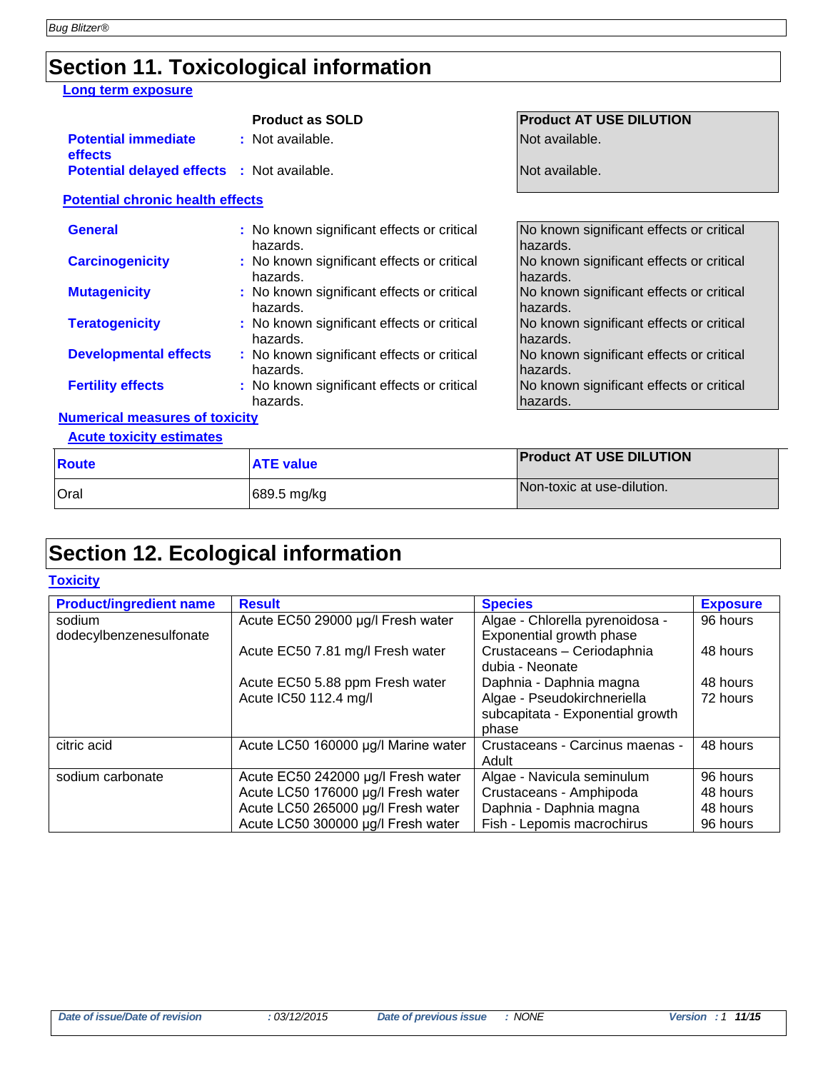## Section 11. Toxicological information

### Long term exposure

| | Product as SOLD | Product AT USE DILUTION |
|---|---|---|
| **Potential immediate effects** | : Not available. | Not available. |
| **Potential delayed effects** | : Not available. | Not available. |

### Potential chronic health effects

| | | |
|---|---|---|
| **General** | : No known significant effects or critical hazards. | No known significant effects or critical hazards. |
| **Carcinogenicity** | : No known significant effects or critical hazards. | No known significant effects or critical hazards. |
| **Mutagenicity** | : No known significant effects or critical hazards. | No known significant effects or critical hazards. |
| **Teratogenicity** | : No known significant effects or critical hazards. | No known significant effects or critical hazards. |
| **Developmental effects** | : No known significant effects or critical hazards. | No known significant effects or critical hazards. |
| **Fertility effects** | : No known significant effects or critical hazards. | No known significant effects or critical hazards. |

### Numerical measures of toxicity

#### Acute toxicity estimates

| Route | ATE value | Product AT USE DILUTION |
|---|---|---|
| Oral | 689.5 mg/kg | Non-toxic at use-dilution. |

## Section 12. Ecological information

### Toxicity

| Product/ingredient name | Result | Species | Exposure |
|---|---|---|---|
| sodium dodecylbenzenesulfonate | Acute EC50 29000 µg/l Fresh water | Algae - Chlorella pyrenoidosa - Exponential growth phase | 96 hours |
| | Acute EC50 7.81 mg/l Fresh water | Crustaceans – Ceriodaphnia dubia - Neonate | 48 hours |
| | Acute EC50 5.88 ppm Fresh water | Daphnia - Daphnia magna | 48 hours |
| | Acute IC50 112.4 mg/l | Algae - Pseudokirchneriella subcapitata - Exponential growth phase | 72 hours |
| citric acid | Acute LC50 160000 µg/l Marine water | Crustaceans - Carcinus maenas - Adult | 48 hours |
| sodium carbonate | Acute EC50 242000 µg/l Fresh water | Algae - Navicula seminulum | 96 hours |
| | Acute LC50 176000 µg/l Fresh water | Crustaceans - Amphipoda | 48 hours |
| | Acute LC50 265000 µg/l Fresh water | Daphnia - Daphnia magna | 48 hours |
| | Acute LC50 300000 µg/l Fresh water | Fish - Lepomis macrochirus | 96 hours |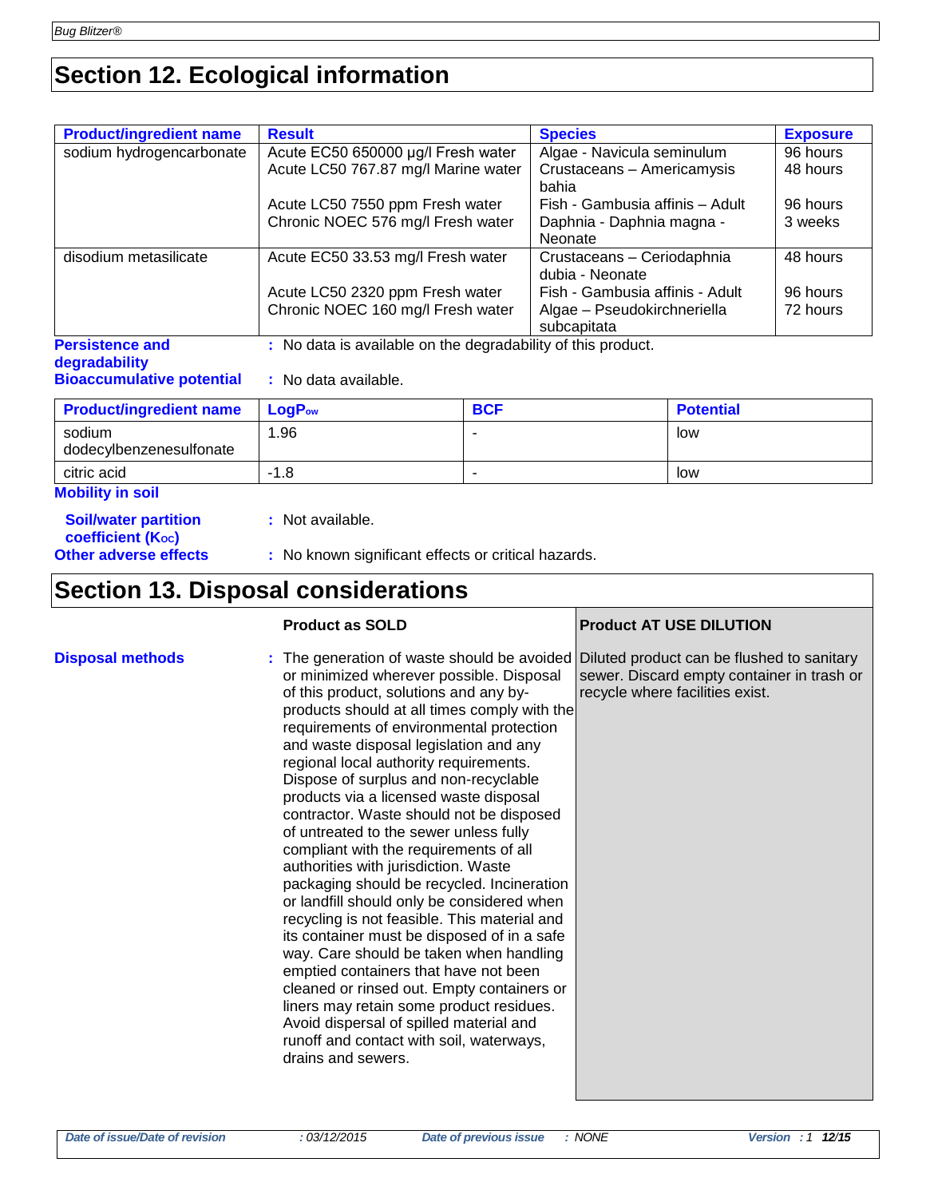# Section 12. Ecological information

| Product/ingredient name | Result | Species | Exposure |
|---|---|---|---|
| sodium hydrogencarbonate | Acute EC50 650000 µg/l Fresh water | Algae - Navicula seminulum | 96 hours |
| | Acute LC50 767.87 mg/l Marine water | Crustaceans – Americamysis bahia | 48 hours |
| | Acute LC50 7550 ppm Fresh water | Fish - Gambusia affinis – Adult | 96 hours |
| | Chronic NOEC 576 mg/l Fresh water | Daphnia - Daphnia magna - Neonate | 3 weeks |
| disodium metasilicate | Acute EC50 33.53 mg/l Fresh water | Crustaceans – Ceriodaphnia dubia - Neonate | 48 hours |
| | Acute LC50 2320 ppm Fresh water | Fish - Gambusia affinis - Adult | 96 hours |
| | Chronic NOEC 160 mg/l Fresh water | Algae – Pseudokirchneriella subcapitata | 72 hours |

**Persistence and degradability** : No data is available on the degradability of this product.

**Bioaccumulative potential** : No data available.

| Product/ingredient name | $LogP_{ow}$ | BCF | Potential |
|---|---|---|---|
| sodium dodecylbenzenesulfonate | 1.96 | - | low |
| citric acid | -1.8 | - | low |

**Mobility in soil**

**Soil/water partition coefficient ($K_{OC}$)** : Not available.

**Other adverse effects** : No known significant effects or critical hazards.

# Section 13. Disposal considerations

| | Product as SOLD | Product AT USE DILUTION |
|---|---|---|
| **Disposal methods** | The generation of waste should be avoided or minimized wherever possible. Disposal of this product, solutions and any by-products should at all times comply with the requirements of environmental protection and waste disposal legislation and any regional local authority requirements. Dispose of surplus and non-recyclable products via a licensed waste disposal contractor. Waste should not be disposed of untreated to the sewer unless fully compliant with the requirements of all authorities with jurisdiction. Waste packaging should be recycled. Incineration or landfill should only be considered when recycling is not feasible. This material and its container must be disposed of in a safe way. Care should be taken when handling emptied containers that have not been cleaned or rinsed out. Empty containers or liners may retain some product residues. Avoid dispersal of spilled material and runoff and contact with soil, waterways, drains and sewers. | Diluted product can be flushed to sanitary sewer. Discard empty container in trash or recycle where facilities exist. |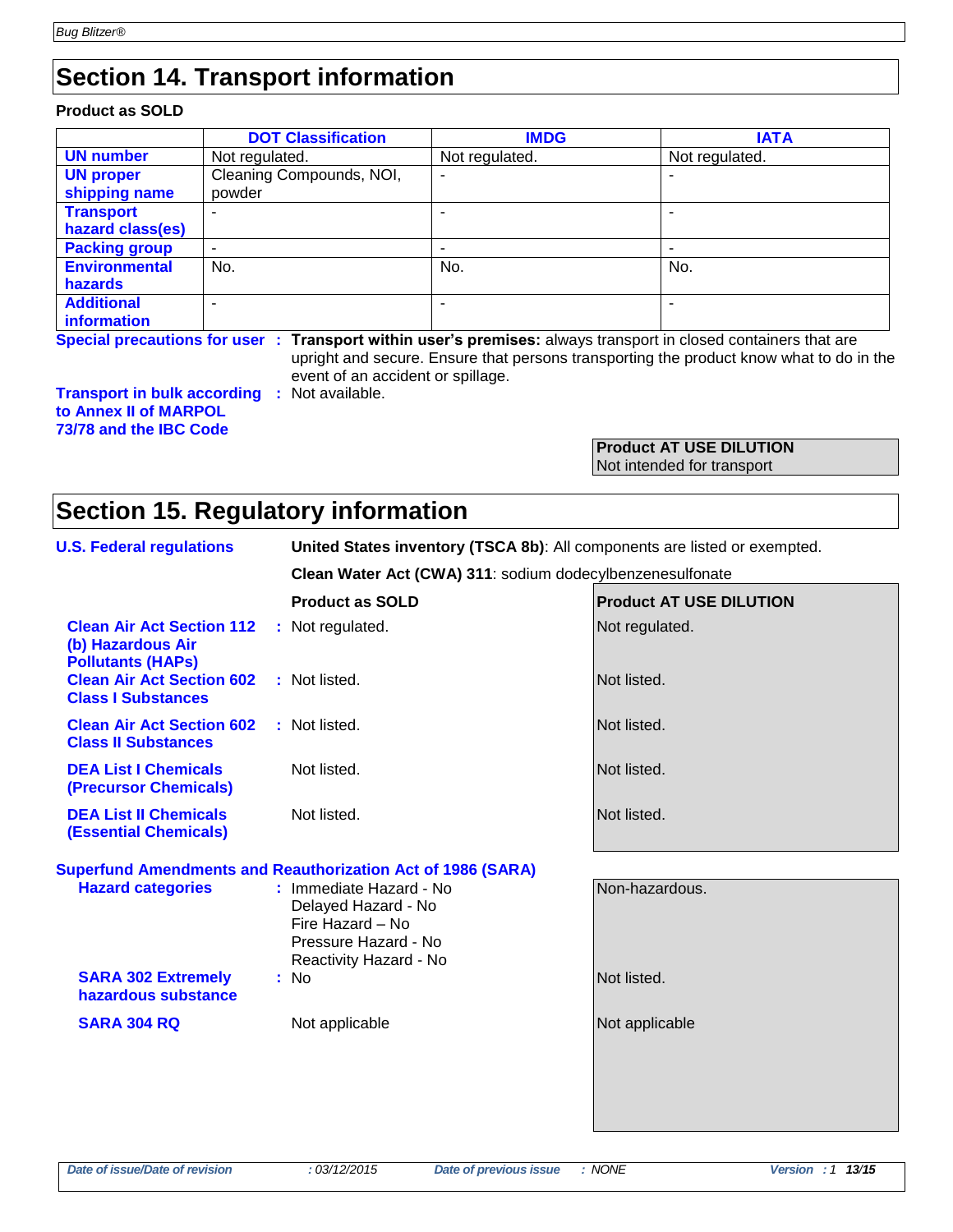# Section 14. Transport information

**Product as SOLD**

| | DOT Classification | IMDG | IATA |
|---|---|---|---|
| **UN number** | Not regulated. | Not regulated. | Not regulated. |
| **UN proper shipping name** | Cleaning Compounds, NOI, powder | - | - |
| **Transport hazard class(es)** | - | - | - |
| **Packing group** | - | - | - |
| **Environmental hazards** | No. | No. | No. |
| **Additional information** | - | - | - |

**Special precautions for user** : **Transport within user's premises:** always transport in closed containers that are upright and secure. Ensure that persons transporting the product know what to do in the event of an accident or spillage.

**Transport in bulk according to Annex II of MARPOL 73/78 and the IBC Code** : Not available.

**Product AT USE DILUTION**
Not intended for transport

# Section 15. Regulatory information

**U.S. Federal regulations**

**United States inventory (TSCA 8b)**: All components are listed or exempted.

**Clean Water Act (CWA) 311**: sodium dodecylbenzenesulfonate

| | Product as SOLD | Product AT USE DILUTION |
|---|---|---|
| **Clean Air Act Section 112 (b) Hazardous Air Pollutants (HAPs)** | Not regulated. | Not regulated. |
| **Clean Air Act Section 602 Class I Substances** | Not listed. | Not listed. |
| **Clean Air Act Section 602 Class II Substances** | Not listed. | Not listed. |
| **DEA List I Chemicals (Precursor Chemicals)** | Not listed. | Not listed. |
| **DEA List II Chemicals (Essential Chemicals)** | Not listed. | Not listed. |

**Superfund Amendments and Reauthorization Act of 1986 (SARA)**

| | Product as SOLD | Product AT USE DILUTION |
|---|---|---|
| **Hazard categories** | Immediate Hazard - No<br>Delayed Hazard - No<br>Fire Hazard – No<br>Pressure Hazard - No<br>Reactivity Hazard - No | Non-hazardous. |
| **SARA 302 Extremely hazardous substance** | No | Not listed. |
| **SARA 304 RQ** | Not applicable | Not applicable |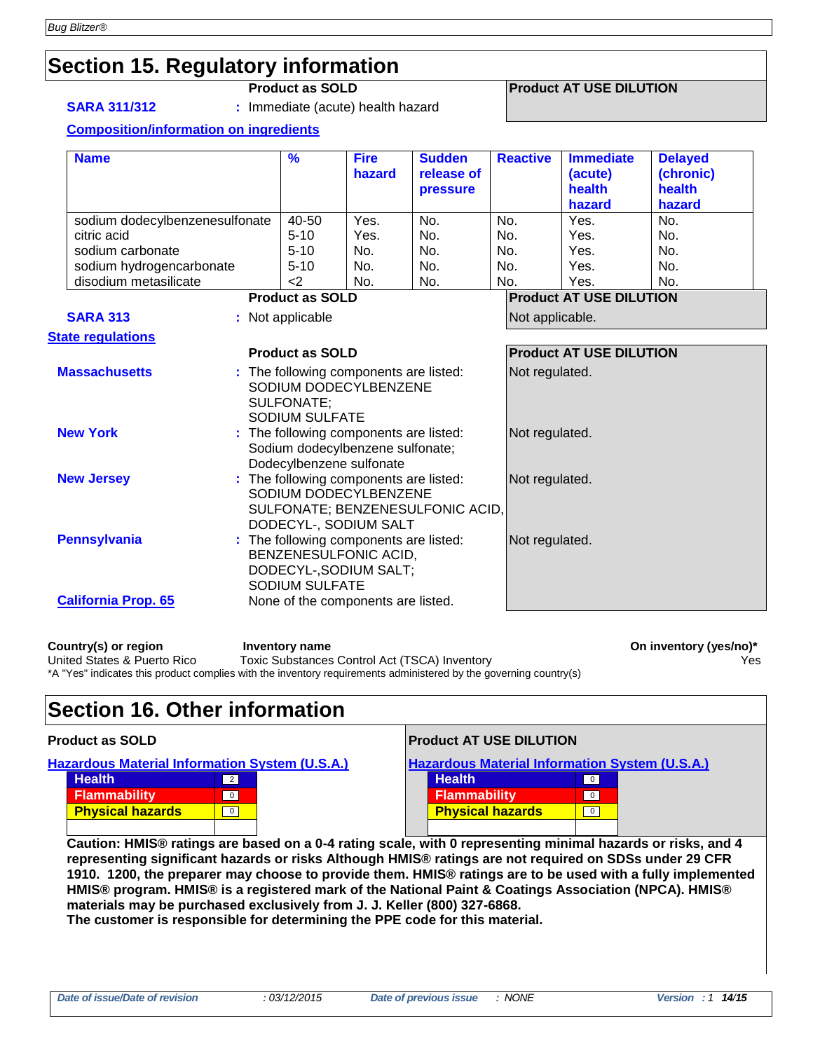## Section 15. Regulatory information

| | Product as SOLD | Product AT USE DILUTION |
|---|---|---|
| **SARA 311/312** | : Immediate (acute) health hazard | |

**Composition/information on ingredients**

| Name | % | Fire hazard | Sudden release of pressure | Reactive | Immediate (acute) health hazard | Delayed (chronic) health hazard |
|---|---|---|---|---|---|---|
| sodium dodecylbenzenesulfonate | 40-50 | Yes. | No. | No. | Yes. | No. |
| citric acid | 5-10 | Yes. | No. | No. | Yes. | No. |
| sodium carbonate | 5-10 | No. | No. | No. | Yes. | No. |
| sodium hydrogencarbonate | 5-10 | No. | No. | No. | Yes. | No. |
| disodium metasilicate | <2 | No. | No. | No. | Yes. | No. |

| | Product as SOLD | Product AT USE DILUTION |
|---|---|---|
| **SARA 313** | : Not applicable | Not applicable. |

**State regulations**

| | Product as SOLD | Product AT USE DILUTION |
|---|---|---|
| **Massachusetts** | : The following components are listed: SODIUM DODECYLBENZENE SULFONATE; SODIUM SULFATE | Not regulated. |
| **New York** | : The following components are listed: Sodium dodecylbenzene sulfonate; Dodecylbenzene sulfonate | Not regulated. |
| **New Jersey** | : The following components are listed: SODIUM DODECYLBENZENE SULFONATE; BENZENESULFONIC ACID, DODECYL-, SODIUM SALT | Not regulated. |
| **Pennsylvania** | : The following components are listed: BENZENESULFONIC ACID, DODECYL-,SODIUM SALT; SODIUM SULFATE | Not regulated. |
| **California Prop. 65** | None of the components are listed. | |

| Country(s) or region | Inventory name | On inventory (yes/no)* |
|---|---|---|
| United States & Puerto Rico | Toxic Substances Control Act (TSCA) Inventory | Yes |

*A "Yes" indicates this product complies with the inventory requirements administered by the governing country(s)

## Section 16. Other information

**Product as SOLD**

**Hazardous Material Information System (U.S.A.)**

| | |
|---|---|
| Health | 2 |
| Flammability | 0 |
| Physical hazards | 0 |

**Product AT USE DILUTION**

**Hazardous Material Information System (U.S.A.)**

| | |
|---|---|
| Health | 0 |
| Flammability | 0 |
| Physical hazards | 0 |

**Caution: HMIS® ratings are based on a 0-4 rating scale, with 0 representing minimal hazards or risks, and 4 representing significant hazards or risks Although HMIS® ratings are not required on SDSs under 29 CFR 1910. 1200, the preparer may choose to provide them. HMIS® ratings are to be used with a fully implemented HMIS® program. HMIS® is a registered mark of the National Paint & Coatings Association (NPCA). HMIS® materials may be purchased exclusively from J. J. Keller (800) 327-6868.**
**The customer is responsible for determining the PPE code for this material.**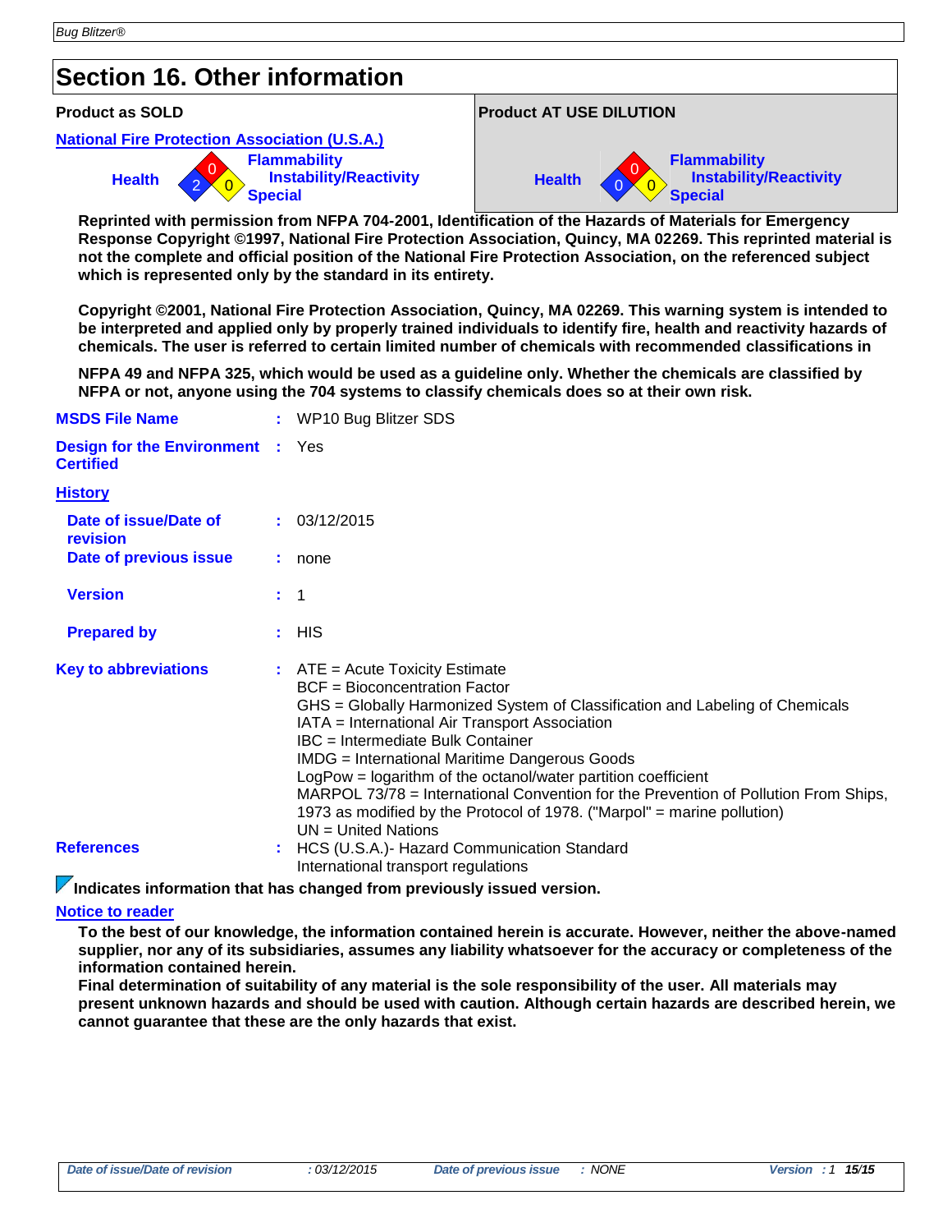# Section 16. Other information

**Product as SOLD**

**National Fire Protection Association (U.S.A.)**

Health 2 — Flammability 0 — Instability/Reactivity 0 — Special

**Product AT USE DILUTION**

Health 0 — Flammability 0 — Instability/Reactivity 0 — Special

**Reprinted with permission from NFPA 704-2001, Identification of the Hazards of Materials for Emergency Response Copyright ©1997, National Fire Protection Association, Quincy, MA 02269. This reprinted material is not the complete and official position of the National Fire Protection Association, on the referenced subject which is represented only by the standard in its entirety.**

**Copyright ©2001, National Fire Protection Association, Quincy, MA 02269. This warning system is intended to be interpreted and applied only by properly trained individuals to identify fire, health and reactivity hazards of chemicals. The user is referred to certain limited number of chemicals with recommended classifications in**

**NFPA 49 and NFPA 325, which would be used as a guideline only. Whether the chemicals are classified by NFPA or not, anyone using the 704 systems to classify chemicals does so at their own risk.**

**MSDS File Name** : WP10 Bug Blitzer SDS

**Design for the Environment Certified** : Yes

**History**

**Date of issue/Date of revision** : 03/12/2015

**Date of previous issue** : none

**Version** : 1

**Prepared by** : HIS

**Key to abbreviations** :
ATE = Acute Toxicity Estimate
BCF = Bioconcentration Factor
GHS = Globally Harmonized System of Classification and Labeling of Chemicals
IATA = International Air Transport Association
IBC = Intermediate Bulk Container
IMDG = International Maritime Dangerous Goods
LogPow = logarithm of the octanol/water partition coefficient
MARPOL 73/78 = International Convention for the Prevention of Pollution From Ships, 1973 as modified by the Protocol of 1978. ("Marpol" = marine pollution)
UN = United Nations

**References** :
HCS (U.S.A.)- Hazard Communication Standard
International transport regulations

**Indicates information that has changed from previously issued version.**

**Notice to reader**

**To the best of our knowledge, the information contained herein is accurate. However, neither the above-named supplier, nor any of its subsidiaries, assumes any liability whatsoever for the accuracy or completeness of the information contained herein.**
**Final determination of suitability of any material is the sole responsibility of the user. All materials may present unknown hazards and should be used with caution. Although certain hazards are described herein, we cannot guarantee that these are the only hazards that exist.**